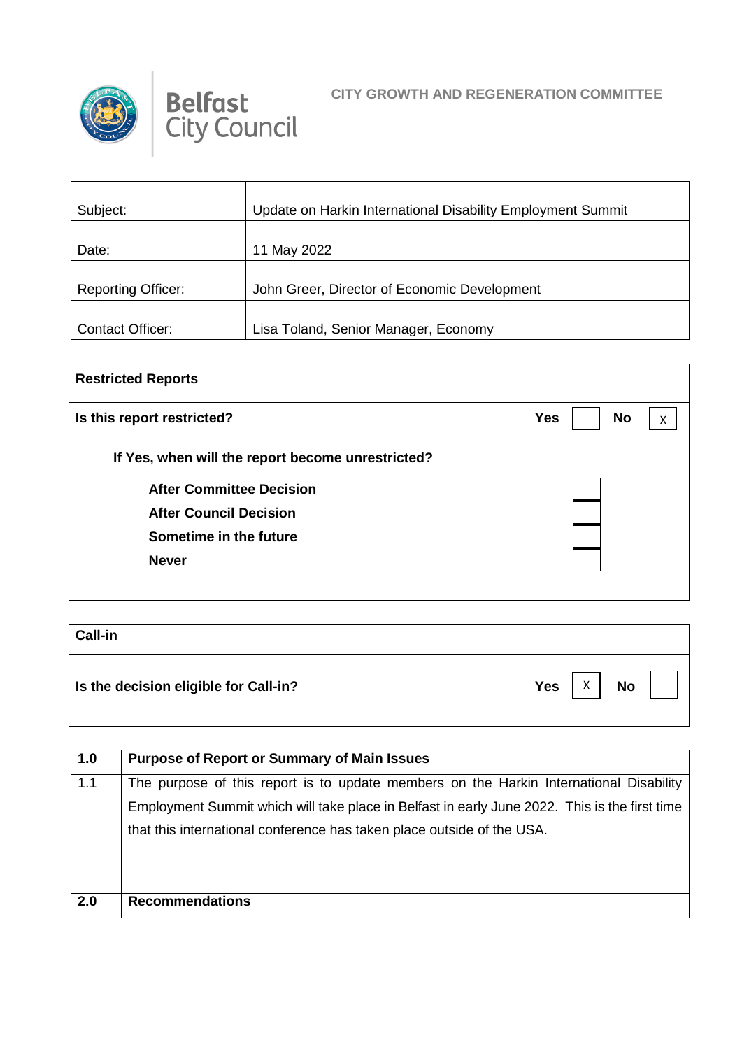Belfast City Council

**CITY GROWTH AND REGENERATION COMMITTEE**

| | |
|---|---|
| Subject: | Update on Harkin International Disability Employment Summit |
| Date: | 11 May 2022 |
| Reporting Officer: | John Greer, Director of Economic Development |
| Contact Officer: | Lisa Toland, Senior Manager, Economy |

| **Restricted Reports** | | | | |
|---|---|---|---|---|
| **Is this report restricted?** | **Yes** | | **No** | X |
| **If Yes, when will the report become unrestricted?** | | | | |
| **After Committee Decision** | | | | |
| **After Council Decision** | | | | |
| **Sometime in the future** | | | | |
| **Never** | | | | |

| **Call-in** | | | | |
|---|---|---|---|---|
| **Is the decision eligible for Call-in?** | **Yes** | X | **No** | |

| **1.0** | **Purpose of Report or Summary of Main Issues** |
|---|---|
| 1.1 | The purpose of this report is to update members on the Harkin International Disability Employment Summit which will take place in Belfast in early June 2022. This is the first time that this international conference has taken place outside of the USA. |
| **2.0** | **Recommendations** |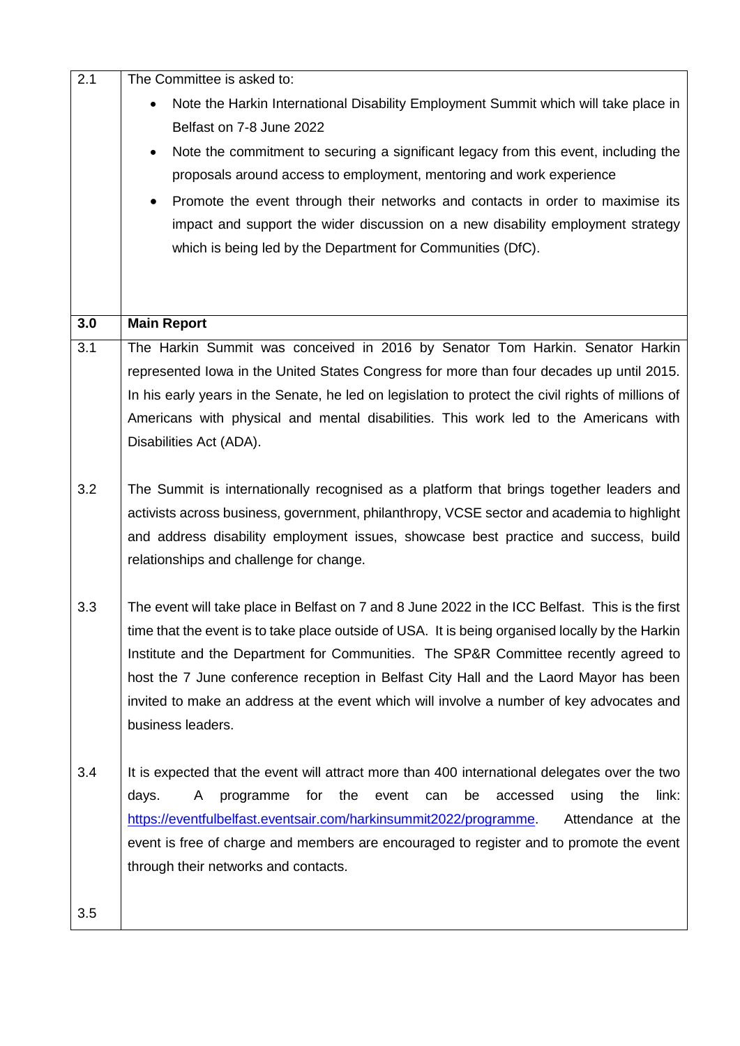| | |
|---|---|
| 2.1 | The Committee is asked to:<br>• Note the Harkin International Disability Employment Summit which will take place in Belfast on 7-8 June 2022<br>• Note the commitment to securing a significant legacy from this event, including the proposals around access to employment, mentoring and work experience<br>• Promote the event through their networks and contacts in order to maximise its impact and support the wider discussion on a new disability employment strategy which is being led by the Department for Communities (DfC). |
| **3.0** | **Main Report** |
| 3.1 | The Harkin Summit was conceived in 2016 by Senator Tom Harkin. Senator Harkin represented Iowa in the United States Congress for more than four decades up until 2015. In his early years in the Senate, he led on legislation to protect the civil rights of millions of Americans with physical and mental disabilities. This work led to the Americans with Disabilities Act (ADA). |
| 3.2 | The Summit is internationally recognised as a platform that brings together leaders and activists across business, government, philanthropy, VCSE sector and academia to highlight and address disability employment issues, showcase best practice and success, build relationships and challenge for change. |
| 3.3 | The event will take place in Belfast on 7 and 8 June 2022 in the ICC Belfast. This is the first time that the event is to take place outside of USA. It is being organised locally by the Harkin Institute and the Department for Communities. The SP&R Committee recently agreed to host the 7 June conference reception in Belfast City Hall and the Laord Mayor has been invited to make an address at the event which will involve a number of key advocates and business leaders. |
| 3.4 | It is expected that the event will attract more than 400 international delegates over the two days. A programme for the event can be accessed using the link: https://eventfulbelfast.eventsair.com/harkinsummit2022/programme. Attendance at the event is free of charge and members are encouraged to register and to promote the event through their networks and contacts. |
| 3.5 | |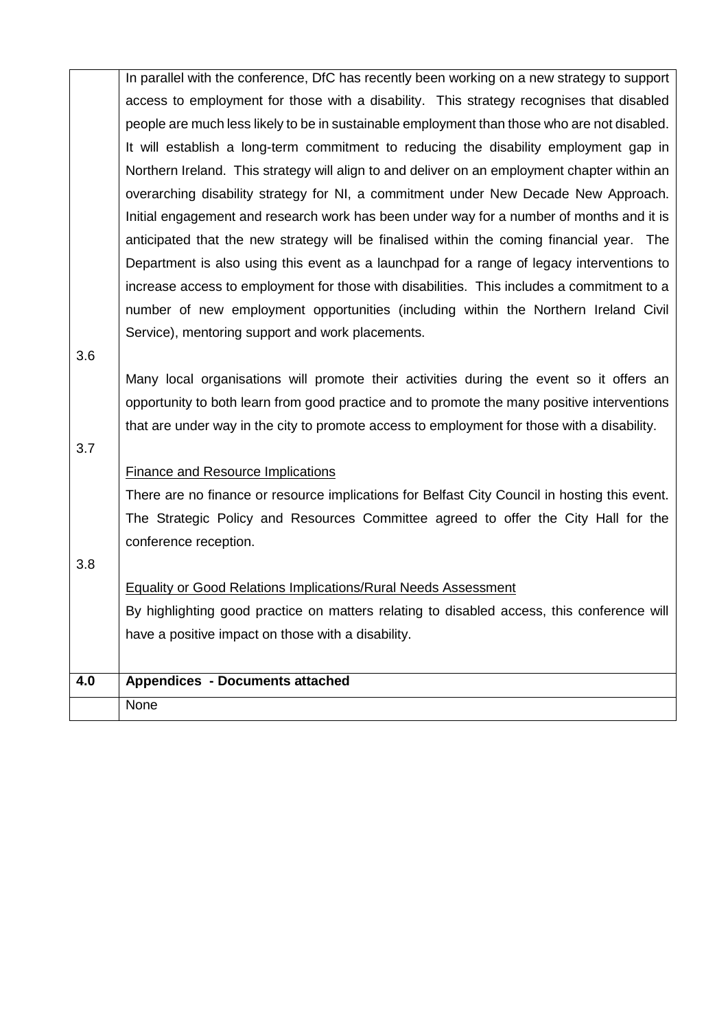| | |
|---|---|
| | In parallel with the conference, DfC has recently been working on a new strategy to support access to employment for those with a disability. This strategy recognises that disabled people are much less likely to be in sustainable employment than those who are not disabled. It will establish a long-term commitment to reducing the disability employment gap in Northern Ireland. This strategy will align to and deliver on an employment chapter within an overarching disability strategy for NI, a commitment under New Decade New Approach. Initial engagement and research work has been under way for a number of months and it is anticipated that the new strategy will be finalised within the coming financial year. The Department is also using this event as a launchpad for a range of legacy interventions to increase access to employment for those with disabilities. This includes a commitment to a number of new employment opportunities (including within the Northern Ireland Civil Service), mentoring support and work placements. |
| 3.6 | Many local organisations will promote their activities during the event so it offers an opportunity to both learn from good practice and to promote the many positive interventions that are under way in the city to promote access to employment for those with a disability. |
| 3.7 | Finance and Resource Implications<br>There are no finance or resource implications for Belfast City Council in hosting this event. The Strategic Policy and Resources Committee agreed to offer the City Hall for the conference reception. |
| 3.8 | Equality or Good Relations Implications/Rural Needs Assessment<br>By highlighting good practice on matters relating to disabled access, this conference will have a positive impact on those with a disability. |
| **4.0** | **Appendices - Documents attached** |
| | None |